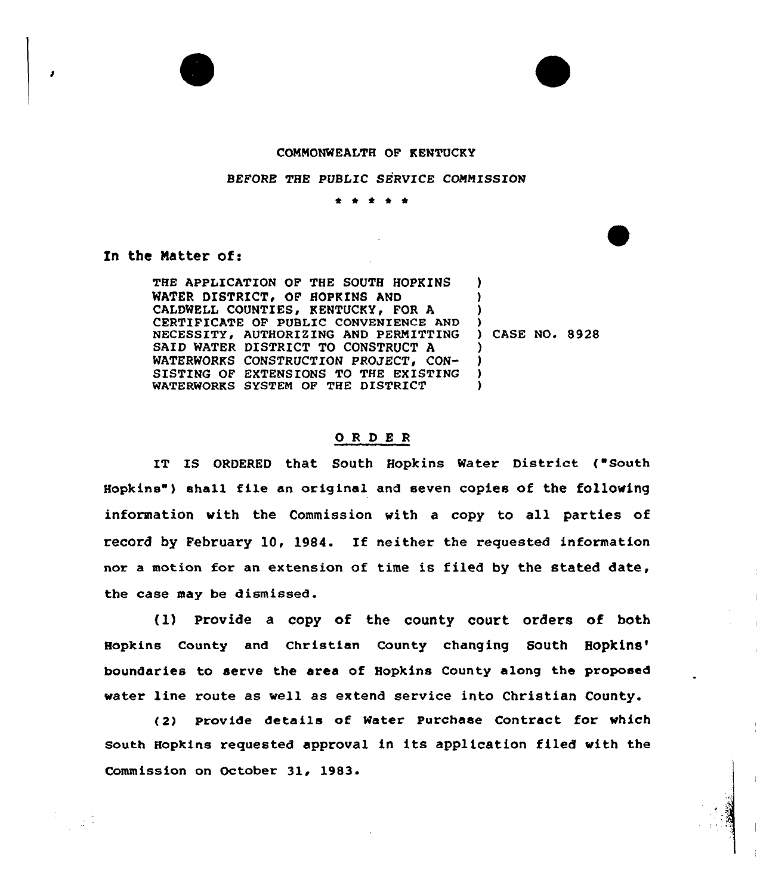COMMONWEALTH OF KENTUCKY

BEFORE THE PUBLIC SERVICE COMMISSION

\* \* \* \* \*

In the Matter of:

| | |
|---|---|
| THE APPLICATION OF THE SOUTH HOPKINS WATER DISTRICT, OF HOPKINS AND CALDWELL COUNTIES, KENTUCKY, FOR A CERTIFICATE OF PUBLIC CONVENIENCE AND NECESSITY, AUTHORIZING AND PERMITTING SAID WATER DISTRICT TO CONSTRUCT A WATERWORKS CONSTRUCTION PROJECT, CONSISTING OF EXTENSIONS TO THE EXISTING WATERWORKS SYSTEM OF THE DISTRICT | CASE NO. 8928 |

## O R D E R

IT IS ORDERED that South Hopkins Water District ("South Hopkins") shall file an original and seven copies of the following information with the Commission with a copy to all parties of record by February 10, 1984. If neither the requested information nor a motion for an extension of time is filed by the stated date, the case may be dismissed.

(1) Provide a copy of the county court orders of both Hopkins County and Christian County changing South Hopkins' boundaries to serve the area of Hopkins County along the proposed water line route as well as extend service into Christian County.

(2) Provide details of Water Purchase Contract for which South Hopkins requested approval in its application filed with the Commission on October 31, 1983.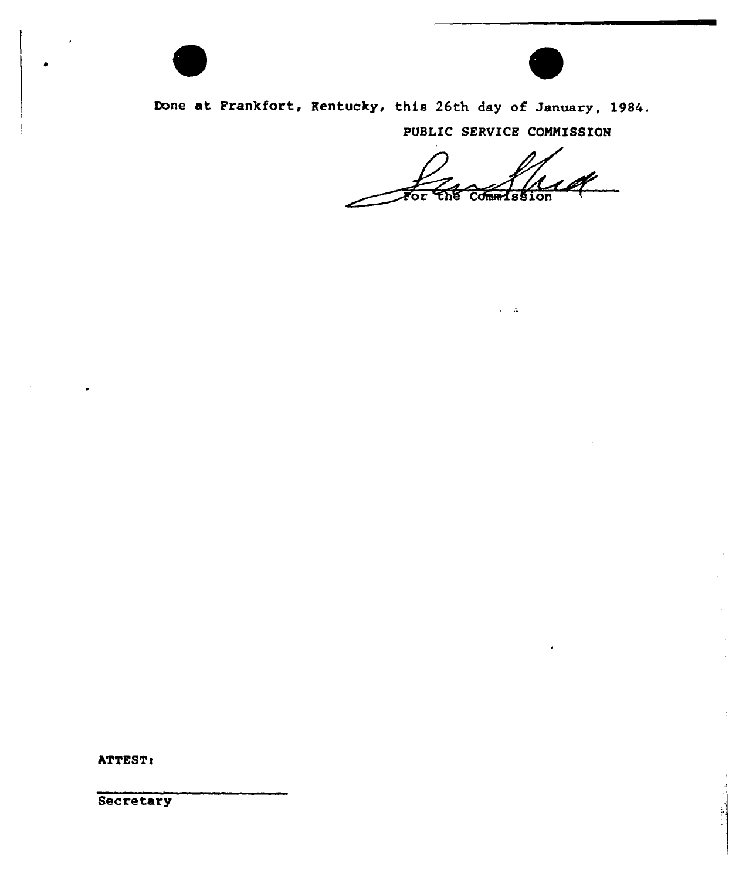Done at Frankfort, Kentucky, this 26th day of January, 1984.

PUBLIC SERVICE COMMISSION

For the Commission

ATTEST:

Secretary